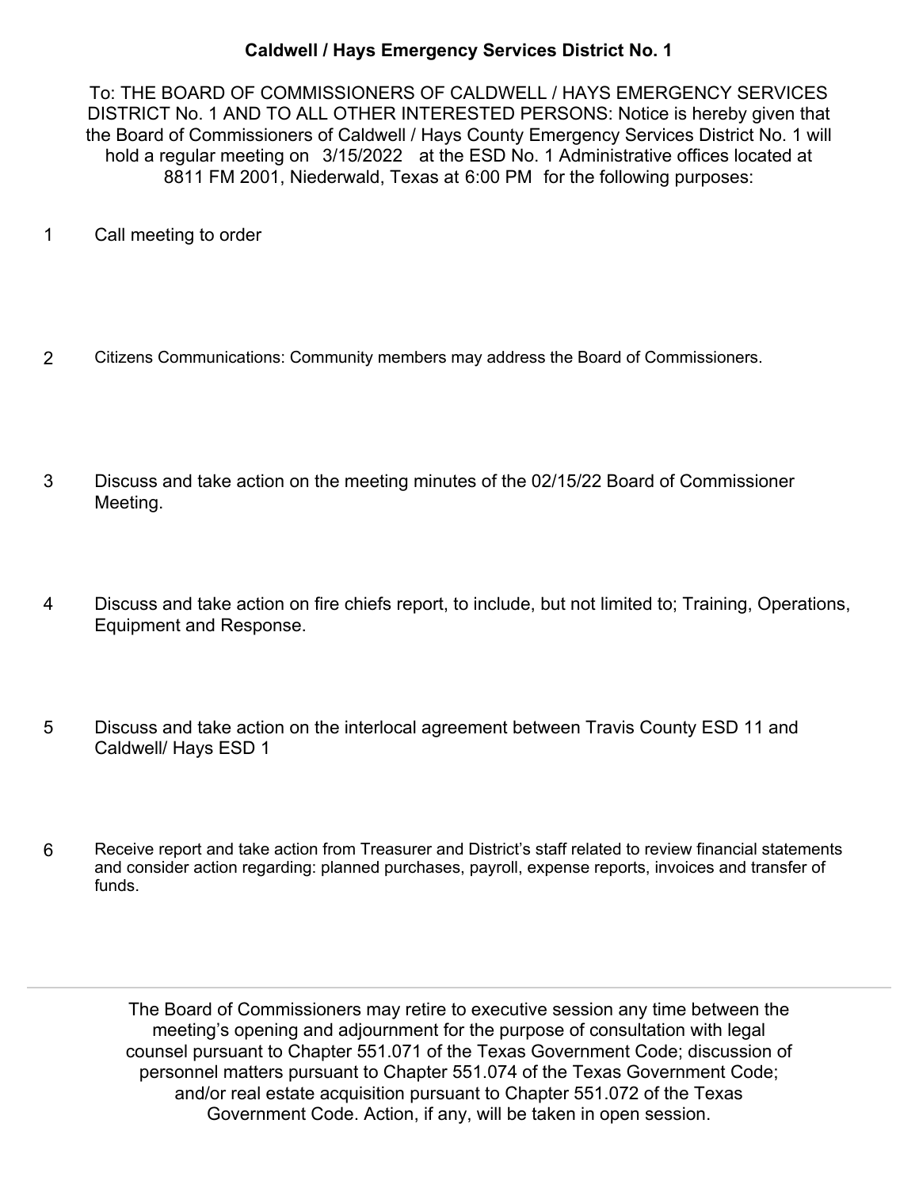# Caldwell / Hays Emergency Services District No. 1

To: THE BOARD OF COMMISSIONERS OF CALDWELL / HAYS EMERGENCY SERVICES DISTRICT No. 1 AND TO ALL OTHER INTERESTED PERSONS: Notice is hereby given that the Board of Commissioners of Caldwell / Hays County Emergency Services District No. 1 will hold a regular meeting on 3/15/2022 at the ESD No. 1 Administrative offices located at 8811 FM 2001, Niederwald, Texas at 6:00 PM for the following purposes:

1. Call meeting to order

2. Citizens Communications: Community members may address the Board of Commissioners.

3. Discuss and take action on the meeting minutes of the 02/15/22 Board of Commissioner Meeting.

4. Discuss and take action on fire chiefs report, to include, but not limited to; Training, Operations, Equipment and Response.

5. Discuss and take action on the interlocal agreement between Travis County ESD 11 and Caldwell/ Hays ESD 1

6. Receive report and take action from Treasurer and District's staff related to review financial statements and consider action regarding: planned purchases, payroll, expense reports, invoices and transfer of funds.

---

The Board of Commissioners may retire to executive session any time between the meeting's opening and adjournment for the purpose of consultation with legal counsel pursuant to Chapter 551.071 of the Texas Government Code; discussion of personnel matters pursuant to Chapter 551.074 of the Texas Government Code; and/or real estate acquisition pursuant to Chapter 551.072 of the Texas Government Code. Action, if any, will be taken in open session.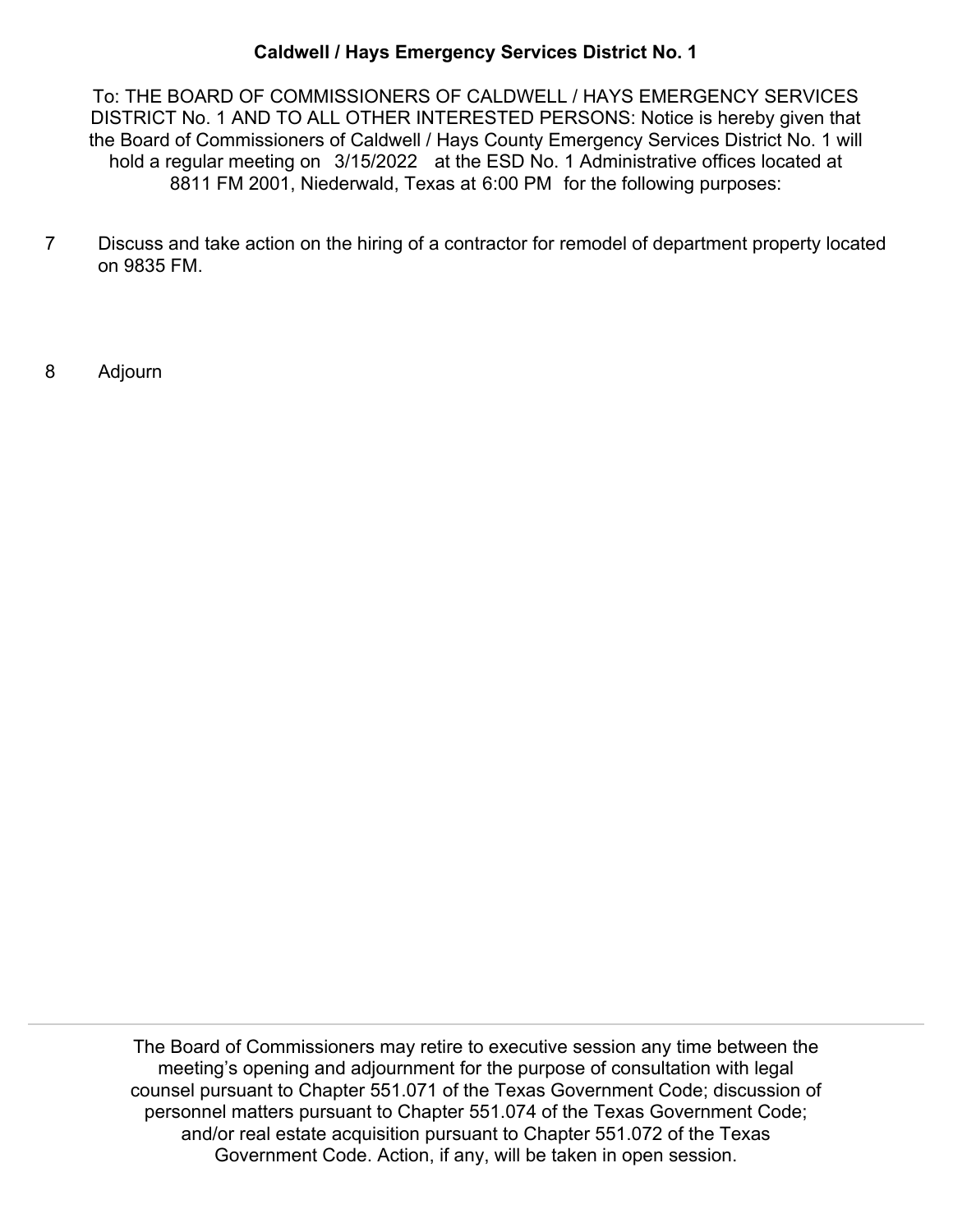**Caldwell / Hays Emergency Services District No. 1**

To: THE BOARD OF COMMISSIONERS OF CALDWELL / HAYS EMERGENCY SERVICES DISTRICT No. 1 AND TO ALL OTHER INTERESTED PERSONS: Notice is hereby given that the Board of Commissioners of Caldwell / Hays County Emergency Services District No. 1 will hold a regular meeting on 3/15/2022 at the ESD No. 1 Administrative offices located at 8811 FM 2001, Niederwald, Texas at 6:00 PM for the following purposes:

7 Discuss and take action on the hiring of a contractor for remodel of department property located on 9835 FM.

8 Adjourn

---

The Board of Commissioners may retire to executive session any time between the meeting's opening and adjournment for the purpose of consultation with legal counsel pursuant to Chapter 551.071 of the Texas Government Code; discussion of personnel matters pursuant to Chapter 551.074 of the Texas Government Code; and/or real estate acquisition pursuant to Chapter 551.072 of the Texas Government Code. Action, if any, will be taken in open session.